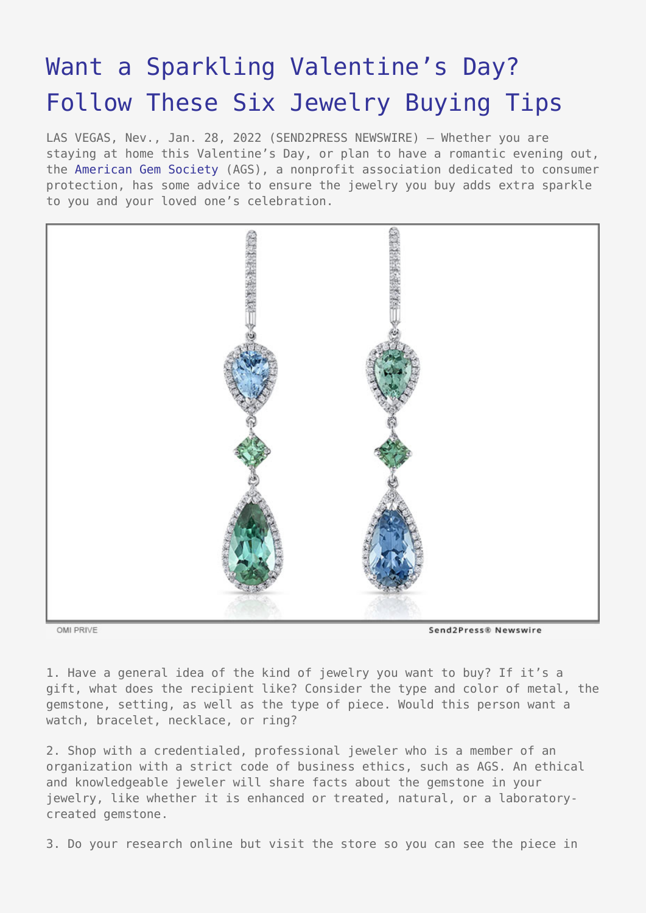# Want a Sparkling Valentine's Day? Follow These Six Jewelry Buying Tips

LAS VEGAS, Nev., Jan. 28, 2022 (SEND2PRESS NEWSWIRE) — Whether you are staying at home this Valentine's Day, or plan to have a romantic evening out, the American Gem Society (AGS), a nonprofit association dedicated to consumer protection, has some advice to ensure the jewelry you buy adds extra sparkle to you and your loved one's celebration.

OMI PRIVE

Send2Press® Newswire

1. Have a general idea of the kind of jewelry you want to buy? If it's a gift, what does the recipient like? Consider the type and color of metal, the gemstone, setting, as well as the type of piece. Would this person want a watch, bracelet, necklace, or ring?

2. Shop with a credentialed, professional jeweler who is a member of an organization with a strict code of business ethics, such as AGS. An ethical and knowledgeable jeweler will share facts about the gemstone in your jewelry, like whether it is enhanced or treated, natural, or a laboratory-created gemstone.

3. Do your research online but visit the store so you can see the piece in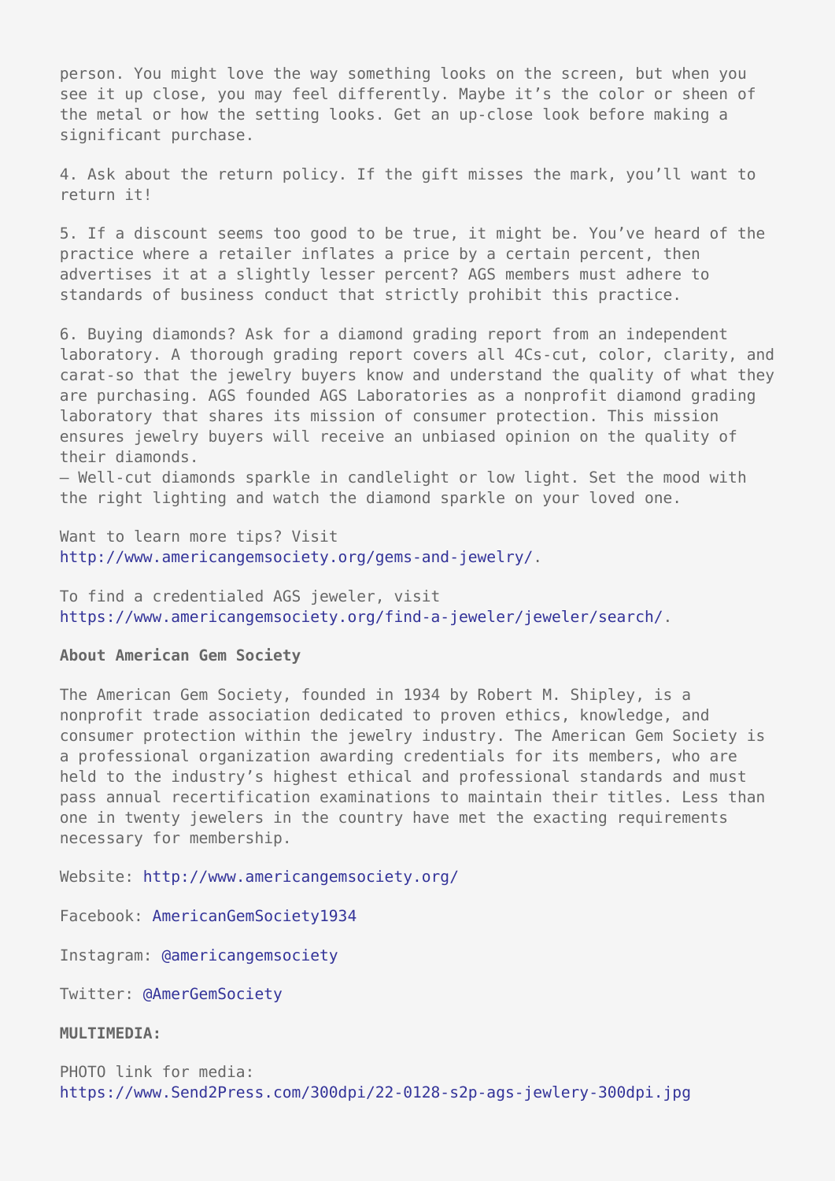person. You might love the way something looks on the screen, but when you see it up close, you may feel differently. Maybe it's the color or sheen of the metal or how the setting looks. Get an up-close look before making a significant purchase.

4. Ask about the return policy. If the gift misses the mark, you'll want to return it!

5. If a discount seems too good to be true, it might be. You've heard of the practice where a retailer inflates a price by a certain percent, then advertises it at a slightly lesser percent? AGS members must adhere to standards of business conduct that strictly prohibit this practice.

6. Buying diamonds? Ask for a diamond grading report from an independent laboratory. A thorough grading report covers all 4Cs-cut, color, clarity, and carat-so that the jewelry buyers know and understand the quality of what they are purchasing. AGS founded AGS Laboratories as a nonprofit diamond grading laboratory that shares its mission of consumer protection. This mission ensures jewelry buyers will receive an unbiased opinion on the quality of their diamonds.
– Well-cut diamonds sparkle in candlelight or low light. Set the mood with the right lighting and watch the diamond sparkle on your loved one.

Want to learn more tips? Visit http://www.americangemsociety.org/gems-and-jewelry/.

To find a credentialed AGS jeweler, visit https://www.americangemsociety.org/find-a-jeweler/jeweler/search/.

**About American Gem Society**

The American Gem Society, founded in 1934 by Robert M. Shipley, is a nonprofit trade association dedicated to proven ethics, knowledge, and consumer protection within the jewelry industry. The American Gem Society is a professional organization awarding credentials for its members, who are held to the industry's highest ethical and professional standards and must pass annual recertification examinations to maintain their titles. Less than one in twenty jewelers in the country have met the exacting requirements necessary for membership.

Website: http://www.americangemsociety.org/

Facebook: AmericanGemSociety1934

Instagram: @americangemsociety

Twitter: @AmerGemSociety

**MULTIMEDIA:**

PHOTO link for media:
https://www.Send2Press.com/300dpi/22-0128-s2p-ags-jewlery-300dpi.jpg